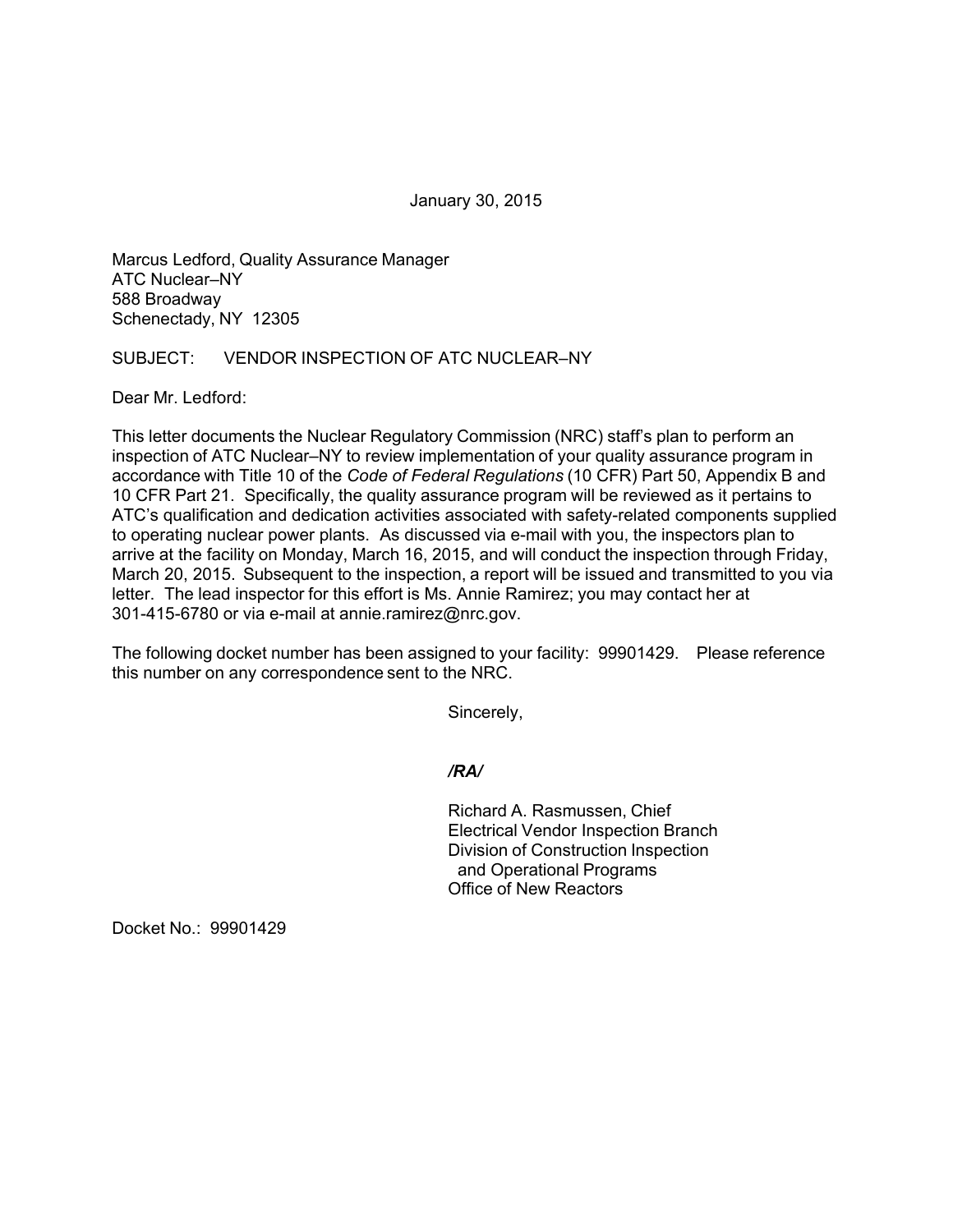January 30, 2015

Marcus Ledford, Quality Assurance Manager
ATC Nuclear–NY
588 Broadway
Schenectady, NY 12305

SUBJECT: VENDOR INSPECTION OF ATC NUCLEAR–NY

Dear Mr. Ledford:

This letter documents the Nuclear Regulatory Commission (NRC) staff's plan to perform an inspection of ATC Nuclear–NY to review implementation of your quality assurance program in accordance with Title 10 of the *Code of Federal Regulations* (10 CFR) Part 50, Appendix B and 10 CFR Part 21. Specifically, the quality assurance program will be reviewed as it pertains to ATC's qualification and dedication activities associated with safety-related components supplied to operating nuclear power plants. As discussed via e-mail with you, the inspectors plan to arrive at the facility on Monday, March 16, 2015, and will conduct the inspection through Friday, March 20, 2015. Subsequent to the inspection, a report will be issued and transmitted to you via letter. The lead inspector for this effort is Ms. Annie Ramirez; you may contact her at 301-415-6780 or via e-mail at annie.ramirez@nrc.gov.

The following docket number has been assigned to your facility: 99901429. Please reference this number on any correspondence sent to the NRC.

Sincerely,

***/RA/***

Richard A. Rasmussen, Chief
Electrical Vendor Inspection Branch
Division of Construction Inspection
and Operational Programs
Office of New Reactors

Docket No.: 99901429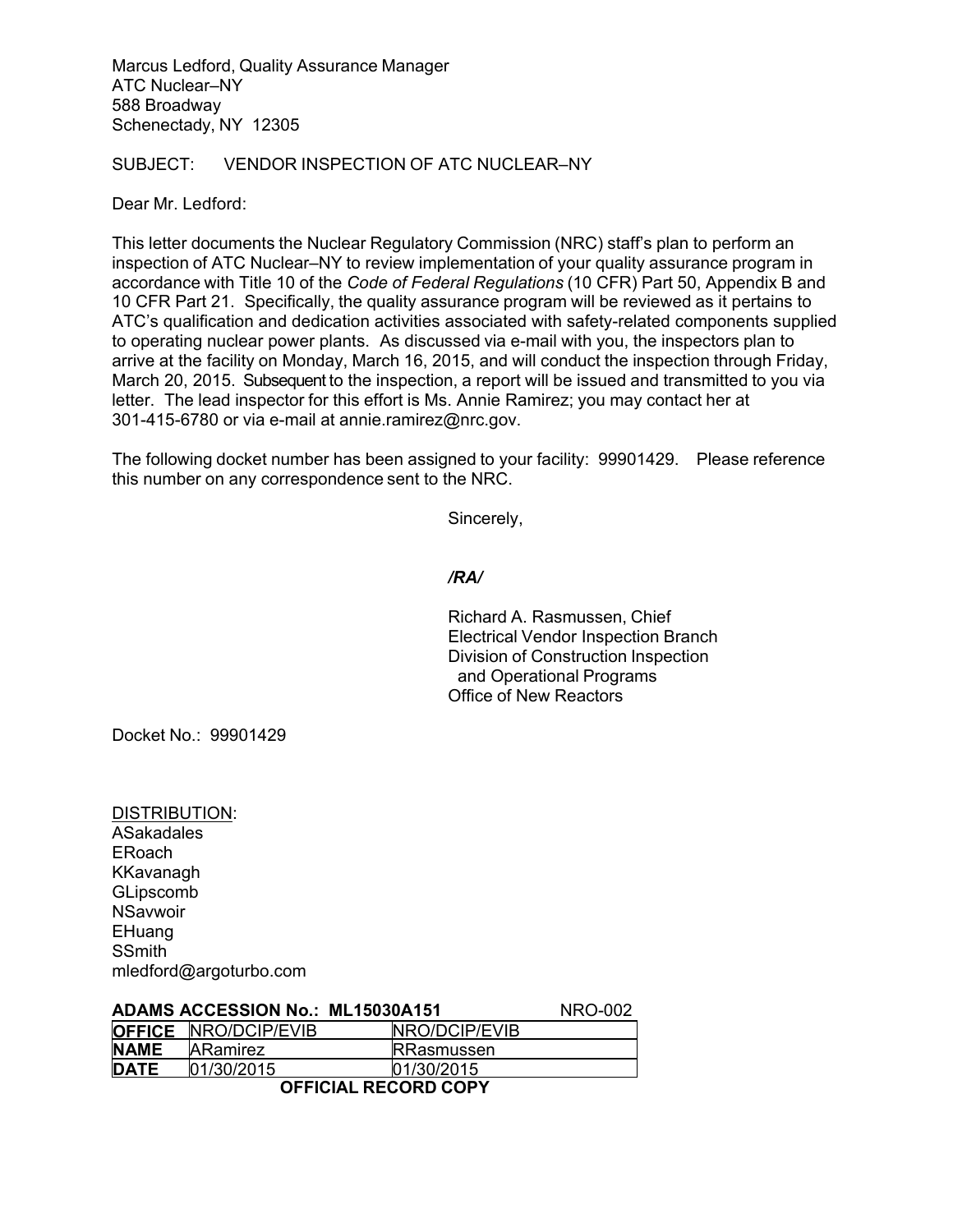Marcus Ledford, Quality Assurance Manager
ATC Nuclear–NY
588 Broadway
Schenectady, NY 12305

SUBJECT: VENDOR INSPECTION OF ATC NUCLEAR–NY

Dear Mr. Ledford:

This letter documents the Nuclear Regulatory Commission (NRC) staff's plan to perform an inspection of ATC Nuclear–NY to review implementation of your quality assurance program in accordance with Title 10 of the *Code of Federal Regulations* (10 CFR) Part 50, Appendix B and 10 CFR Part 21. Specifically, the quality assurance program will be reviewed as it pertains to ATC's qualification and dedication activities associated with safety-related components supplied to operating nuclear power plants. As discussed via e-mail with you, the inspectors plan to arrive at the facility on Monday, March 16, 2015, and will conduct the inspection through Friday, March 20, 2015. Subsequent to the inspection, a report will be issued and transmitted to you via letter. The lead inspector for this effort is Ms. Annie Ramirez; you may contact her at 301-415-6780 or via e-mail at annie.ramirez@nrc.gov.

The following docket number has been assigned to your facility: 99901429. Please reference this number on any correspondence sent to the NRC.

Sincerely,

***/RA/***

Richard A. Rasmussen, Chief
Electrical Vendor Inspection Branch
Division of Construction Inspection
and Operational Programs
Office of New Reactors

Docket No.: 99901429

DISTRIBUTION:
ASakadales
ERoach
KKavanagh
GLipscomb
NSavwoir
EHuang
SSmith
mledford@argoturbo.com

**ADAMS ACCESSION No.: ML15030A151** NRO-002

| **OFFICE** | NRO/DCIP/EVIB | NRO/DCIP/EVIB |
|---|---|---|
| **NAME** | ARamirez | RRasmussen |
| **DATE** | 01/30/2015 | 01/30/2015 |

**OFFICIAL RECORD COPY**